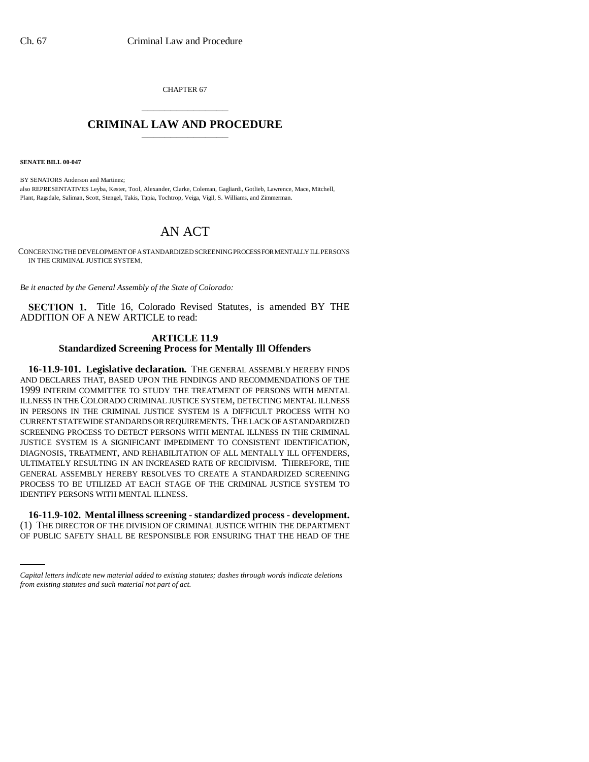CHAPTER 67

# CRIMINAL LAW AND PROCEDURE

**SENATE BILL 00-047**

BY SENATORS Anderson and Martinez;
also REPRESENTATIVES Leyba, Kester, Tool, Alexander, Clarke, Coleman, Gagliardi, Gotlieb, Lawrence, Mace, Mitchell, Plant, Ragsdale, Saliman, Scott, Stengel, Takis, Tapia, Tochtrop, Veiga, Vigil, S. Williams, and Zimmerman.

# AN ACT

CONCERNING THE DEVELOPMENT OF A STANDARDIZED SCREENING PROCESS FOR MENTALLY ILL PERSONS IN THE CRIMINAL JUSTICE SYSTEM.

*Be it enacted by the General Assembly of the State of Colorado:*

**SECTION 1.** Title 16, Colorado Revised Statutes, is amended BY THE ADDITION OF A NEW ARTICLE to read:

## ARTICLE 11.9
## Standardized Screening Process for Mentally Ill Offenders

**16-11.9-101. Legislative declaration.** THE GENERAL ASSEMBLY HEREBY FINDS AND DECLARES THAT, BASED UPON THE FINDINGS AND RECOMMENDATIONS OF THE 1999 INTERIM COMMITTEE TO STUDY THE TREATMENT OF PERSONS WITH MENTAL ILLNESS IN THE COLORADO CRIMINAL JUSTICE SYSTEM, DETECTING MENTAL ILLNESS IN PERSONS IN THE CRIMINAL JUSTICE SYSTEM IS A DIFFICULT PROCESS WITH NO CURRENT STATEWIDE STANDARDS OR REQUIREMENTS. THE LACK OF A STANDARDIZED SCREENING PROCESS TO DETECT PERSONS WITH MENTAL ILLNESS IN THE CRIMINAL JUSTICE SYSTEM IS A SIGNIFICANT IMPEDIMENT TO CONSISTENT IDENTIFICATION, DIAGNOSIS, TREATMENT, AND REHABILITATION OF ALL MENTALLY ILL OFFENDERS, ULTIMATELY RESULTING IN AN INCREASED RATE OF RECIDIVISM. THEREFORE, THE GENERAL ASSEMBLY HEREBY RESOLVES TO CREATE A STANDARDIZED SCREENING PROCESS TO BE UTILIZED AT EACH STAGE OF THE CRIMINAL JUSTICE SYSTEM TO IDENTIFY PERSONS WITH MENTAL ILLNESS.

**16-11.9-102. Mental illness screening - standardized process - development.** (1) THE DIRECTOR OF THE DIVISION OF CRIMINAL JUSTICE WITHIN THE DEPARTMENT OF PUBLIC SAFETY SHALL BE RESPONSIBLE FOR ENSURING THAT THE HEAD OF THE

*Capital letters indicate new material added to existing statutes; dashes through words indicate deletions from existing statutes and such material not part of act.*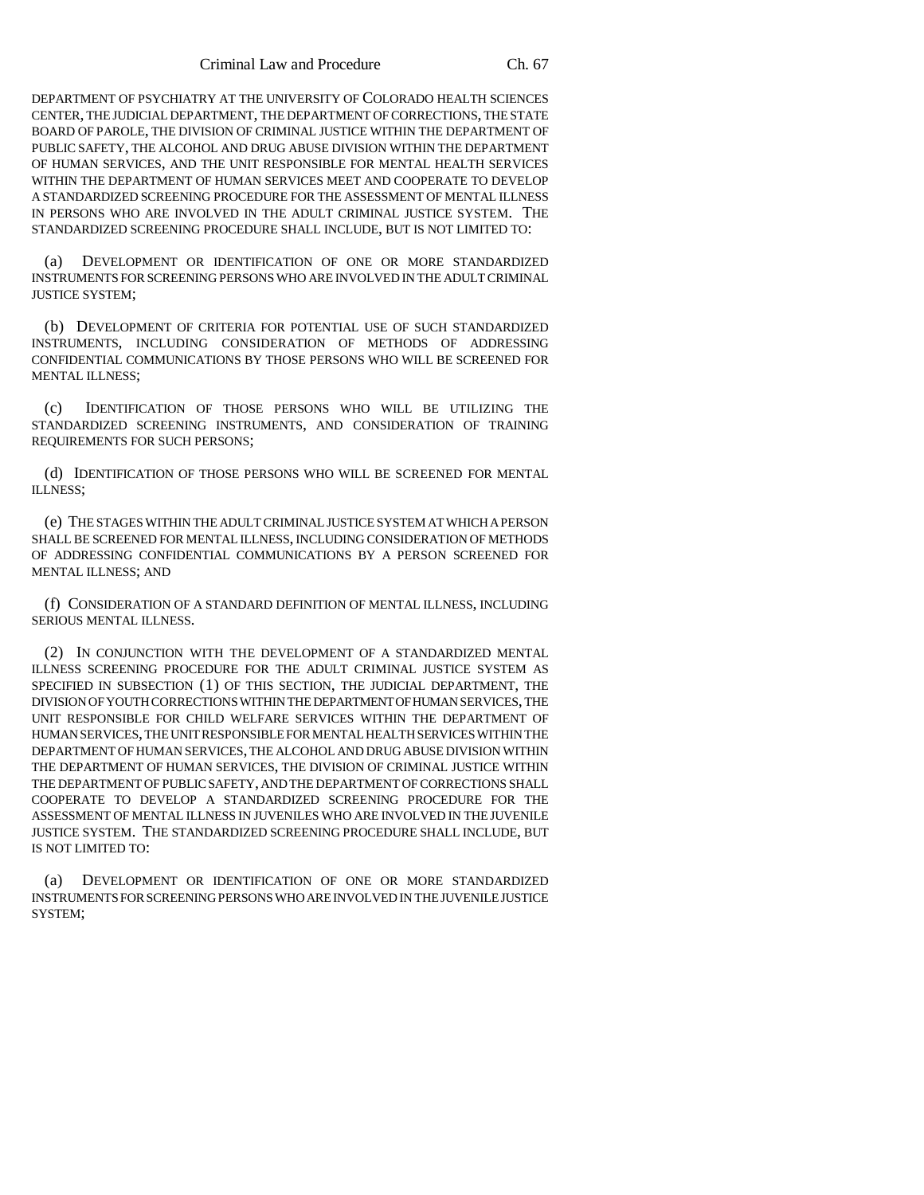DEPARTMENT OF PSYCHIATRY AT THE UNIVERSITY OF COLORADO HEALTH SCIENCES CENTER, THE JUDICIAL DEPARTMENT, THE DEPARTMENT OF CORRECTIONS, THE STATE BOARD OF PAROLE, THE DIVISION OF CRIMINAL JUSTICE WITHIN THE DEPARTMENT OF PUBLIC SAFETY, THE ALCOHOL AND DRUG ABUSE DIVISION WITHIN THE DEPARTMENT OF HUMAN SERVICES, AND THE UNIT RESPONSIBLE FOR MENTAL HEALTH SERVICES WITHIN THE DEPARTMENT OF HUMAN SERVICES MEET AND COOPERATE TO DEVELOP A STANDARDIZED SCREENING PROCEDURE FOR THE ASSESSMENT OF MENTAL ILLNESS IN PERSONS WHO ARE INVOLVED IN THE ADULT CRIMINAL JUSTICE SYSTEM. THE STANDARDIZED SCREENING PROCEDURE SHALL INCLUDE, BUT IS NOT LIMITED TO:

(a) DEVELOPMENT OR IDENTIFICATION OF ONE OR MORE STANDARDIZED INSTRUMENTS FOR SCREENING PERSONS WHO ARE INVOLVED IN THE ADULT CRIMINAL JUSTICE SYSTEM;

(b) DEVELOPMENT OF CRITERIA FOR POTENTIAL USE OF SUCH STANDARDIZED INSTRUMENTS, INCLUDING CONSIDERATION OF METHODS OF ADDRESSING CONFIDENTIAL COMMUNICATIONS BY THOSE PERSONS WHO WILL BE SCREENED FOR MENTAL ILLNESS;

(c) IDENTIFICATION OF THOSE PERSONS WHO WILL BE UTILIZING THE STANDARDIZED SCREENING INSTRUMENTS, AND CONSIDERATION OF TRAINING REQUIREMENTS FOR SUCH PERSONS;

(d) IDENTIFICATION OF THOSE PERSONS WHO WILL BE SCREENED FOR MENTAL ILLNESS;

(e) THE STAGES WITHIN THE ADULT CRIMINAL JUSTICE SYSTEM AT WHICH A PERSON SHALL BE SCREENED FOR MENTAL ILLNESS, INCLUDING CONSIDERATION OF METHODS OF ADDRESSING CONFIDENTIAL COMMUNICATIONS BY A PERSON SCREENED FOR MENTAL ILLNESS; AND

(f) CONSIDERATION OF A STANDARD DEFINITION OF MENTAL ILLNESS, INCLUDING SERIOUS MENTAL ILLNESS.

(2) IN CONJUNCTION WITH THE DEVELOPMENT OF A STANDARDIZED MENTAL ILLNESS SCREENING PROCEDURE FOR THE ADULT CRIMINAL JUSTICE SYSTEM AS SPECIFIED IN SUBSECTION (1) OF THIS SECTION, THE JUDICIAL DEPARTMENT, THE DIVISION OF YOUTH CORRECTIONS WITHIN THE DEPARTMENT OF HUMAN SERVICES, THE UNIT RESPONSIBLE FOR CHILD WELFARE SERVICES WITHIN THE DEPARTMENT OF HUMAN SERVICES, THE UNIT RESPONSIBLE FOR MENTAL HEALTH SERVICES WITHIN THE DEPARTMENT OF HUMAN SERVICES, THE ALCOHOL AND DRUG ABUSE DIVISION WITHIN THE DEPARTMENT OF HUMAN SERVICES, THE DIVISION OF CRIMINAL JUSTICE WITHIN THE DEPARTMENT OF PUBLIC SAFETY, AND THE DEPARTMENT OF CORRECTIONS SHALL COOPERATE TO DEVELOP A STANDARDIZED SCREENING PROCEDURE FOR THE ASSESSMENT OF MENTAL ILLNESS IN JUVENILES WHO ARE INVOLVED IN THE JUVENILE JUSTICE SYSTEM. THE STANDARDIZED SCREENING PROCEDURE SHALL INCLUDE, BUT IS NOT LIMITED TO:

(a) DEVELOPMENT OR IDENTIFICATION OF ONE OR MORE STANDARDIZED INSTRUMENTS FOR SCREENING PERSONS WHO ARE INVOLVED IN THE JUVENILE JUSTICE SYSTEM;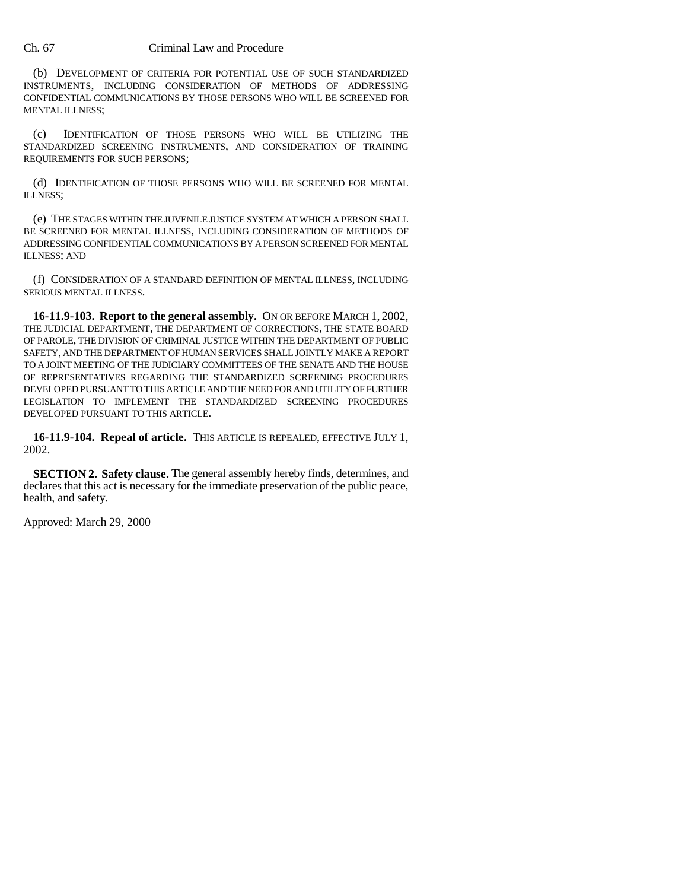(b) DEVELOPMENT OF CRITERIA FOR POTENTIAL USE OF SUCH STANDARDIZED INSTRUMENTS, INCLUDING CONSIDERATION OF METHODS OF ADDRESSING CONFIDENTIAL COMMUNICATIONS BY THOSE PERSONS WHO WILL BE SCREENED FOR MENTAL ILLNESS;

(c) IDENTIFICATION OF THOSE PERSONS WHO WILL BE UTILIZING THE STANDARDIZED SCREENING INSTRUMENTS, AND CONSIDERATION OF TRAINING REQUIREMENTS FOR SUCH PERSONS;

(d) IDENTIFICATION OF THOSE PERSONS WHO WILL BE SCREENED FOR MENTAL ILLNESS;

(e) THE STAGES WITHIN THE JUVENILE JUSTICE SYSTEM AT WHICH A PERSON SHALL BE SCREENED FOR MENTAL ILLNESS, INCLUDING CONSIDERATION OF METHODS OF ADDRESSING CONFIDENTIAL COMMUNICATIONS BY A PERSON SCREENED FOR MENTAL ILLNESS; AND

(f) CONSIDERATION OF A STANDARD DEFINITION OF MENTAL ILLNESS, INCLUDING SERIOUS MENTAL ILLNESS.

**16-11.9-103. Report to the general assembly.** ON OR BEFORE MARCH 1, 2002, THE JUDICIAL DEPARTMENT, THE DEPARTMENT OF CORRECTIONS, THE STATE BOARD OF PAROLE, THE DIVISION OF CRIMINAL JUSTICE WITHIN THE DEPARTMENT OF PUBLIC SAFETY, AND THE DEPARTMENT OF HUMAN SERVICES SHALL JOINTLY MAKE A REPORT TO A JOINT MEETING OF THE JUDICIARY COMMITTEES OF THE SENATE AND THE HOUSE OF REPRESENTATIVES REGARDING THE STANDARDIZED SCREENING PROCEDURES DEVELOPED PURSUANT TO THIS ARTICLE AND THE NEED FOR AND UTILITY OF FURTHER LEGISLATION TO IMPLEMENT THE STANDARDIZED SCREENING PROCEDURES DEVELOPED PURSUANT TO THIS ARTICLE.

**16-11.9-104. Repeal of article.** THIS ARTICLE IS REPEALED, EFFECTIVE JULY 1, 2002.

**SECTION 2. Safety clause.** The general assembly hereby finds, determines, and declares that this act is necessary for the immediate preservation of the public peace, health, and safety.

Approved: March 29, 2000